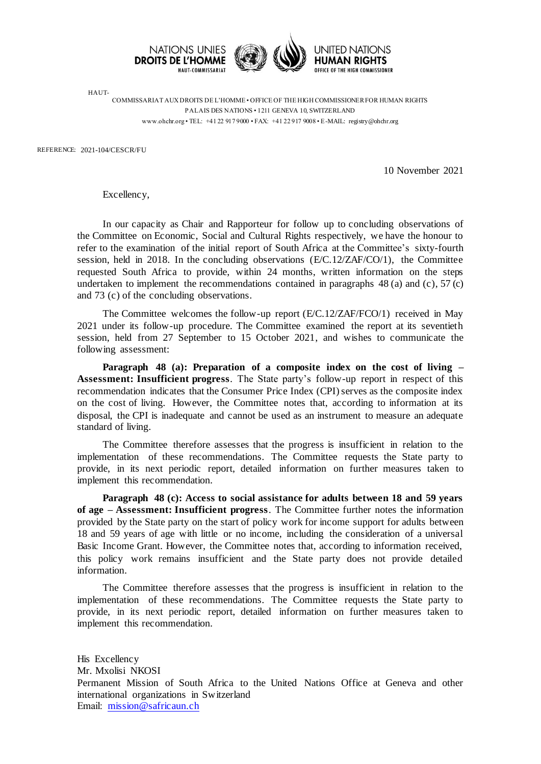NATIONS UNIES
**DROITS DE L'HOMME**
HAUT-COMMISSARIAT

UNITED NATIONS
**HUMAN RIGHTS**
OFFICE OF THE HIGH COMMISSIONER

HAUT-COMMISSARIAT AUX DROITS DE L'HOMME • OFFICE OF THE HIGH COMMISSIONER FOR HUMAN RIGHTS
PALAIS DES NATIONS • 1211 GENEVA 10, SWITZERLAND
www.ohchr.org • TEL: +41 22 917 9000 • FAX: +41 22 917 9008 • E-MAIL: registry@ohchr.org

REFERENCE: 2021-104/CESCR/FU

10 November 2021

Excellency,

In our capacity as Chair and Rapporteur for follow up to concluding observations of the Committee on Economic, Social and Cultural Rights respectively, we have the honour to refer to the examination of the initial report of South Africa at the Committee's sixty-fourth session, held in 2018. In the concluding observations (E/C.12/ZAF/CO/1), the Committee requested South Africa to provide, within 24 months, written information on the steps undertaken to implement the recommendations contained in paragraphs 48 (a) and (c), 57 (c) and 73 (c) of the concluding observations.

The Committee welcomes the follow-up report (E/C.12/ZAF/FCO/1) received in May 2021 under its follow-up procedure. The Committee examined the report at its seventieth session, held from 27 September to 15 October 2021, and wishes to communicate the following assessment:

**Paragraph 48 (a): Preparation of a composite index on the cost of living – Assessment: Insufficient progress**. The State party's follow-up report in respect of this recommendation indicates that the Consumer Price Index (CPI) serves as the composite index on the cost of living. However, the Committee notes that, according to information at its disposal, the CPI is inadequate and cannot be used as an instrument to measure an adequate standard of living.

The Committee therefore assesses that the progress is insufficient in relation to the implementation of these recommendations. The Committee requests the State party to provide, in its next periodic report, detailed information on further measures taken to implement this recommendation.

**Paragraph 48 (c): Access to social assistance for adults between 18 and 59 years of age – Assessment: Insufficient progress**. The Committee further notes the information provided by the State party on the start of policy work for income support for adults between 18 and 59 years of age with little or no income, including the consideration of a universal Basic Income Grant. However, the Committee notes that, according to information received, this policy work remains insufficient and the State party does not provide detailed information.

The Committee therefore assesses that the progress is insufficient in relation to the implementation of these recommendations. The Committee requests the State party to provide, in its next periodic report, detailed information on further measures taken to implement this recommendation.

His Excellency
Mr. Mxolisi NKOSI
Permanent Mission of South Africa to the United Nations Office at Geneva and other international organizations in Switzerland
Email: mission@safricaun.ch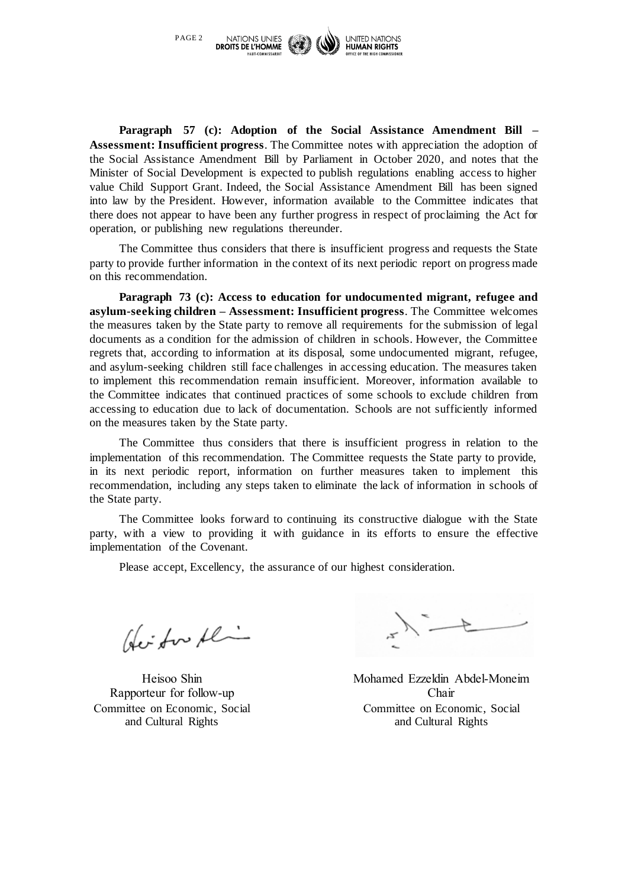**Paragraph 57 (c): Adoption of the Social Assistance Amendment Bill – Assessment: Insufficient progress**. The Committee notes with appreciation the adoption of the Social Assistance Amendment Bill by Parliament in October 2020, and notes that the Minister of Social Development is expected to publish regulations enabling access to higher value Child Support Grant. Indeed, the Social Assistance Amendment Bill has been signed into law by the President. However, information available to the Committee indicates that there does not appear to have been any further progress in respect of proclaiming the Act for operation, or publishing new regulations thereunder.

The Committee thus considers that there is insufficient progress and requests the State party to provide further information in the context of its next periodic report on progress made on this recommendation.

**Paragraph 73 (c): Access to education for undocumented migrant, refugee and asylum-seeking children – Assessment: Insufficient progress**. The Committee welcomes the measures taken by the State party to remove all requirements for the submission of legal documents as a condition for the admission of children in schools. However, the Committee regrets that, according to information at its disposal, some undocumented migrant, refugee, and asylum-seeking children still face challenges in accessing education. The measures taken to implement this recommendation remain insufficient. Moreover, information available to the Committee indicates that continued practices of some schools to exclude children from accessing to education due to lack of documentation. Schools are not sufficiently informed on the measures taken by the State party.

The Committee thus considers that there is insufficient progress in relation to the implementation of this recommendation. The Committee requests the State party to provide, in its next periodic report, information on further measures taken to implement this recommendation, including any steps taken to eliminate the lack of information in schools of the State party.

The Committee looks forward to continuing its constructive dialogue with the State party, with a view to providing it with guidance in its efforts to ensure the effective implementation of the Covenant.

Please accept, Excellency, the assurance of our highest consideration.

Heisoo Shin
Rapporteur for follow-up
Committee on Economic, Social and Cultural Rights

Mohamed Ezzeldin Abdel-Moneim
Chair
Committee on Economic, Social and Cultural Rights